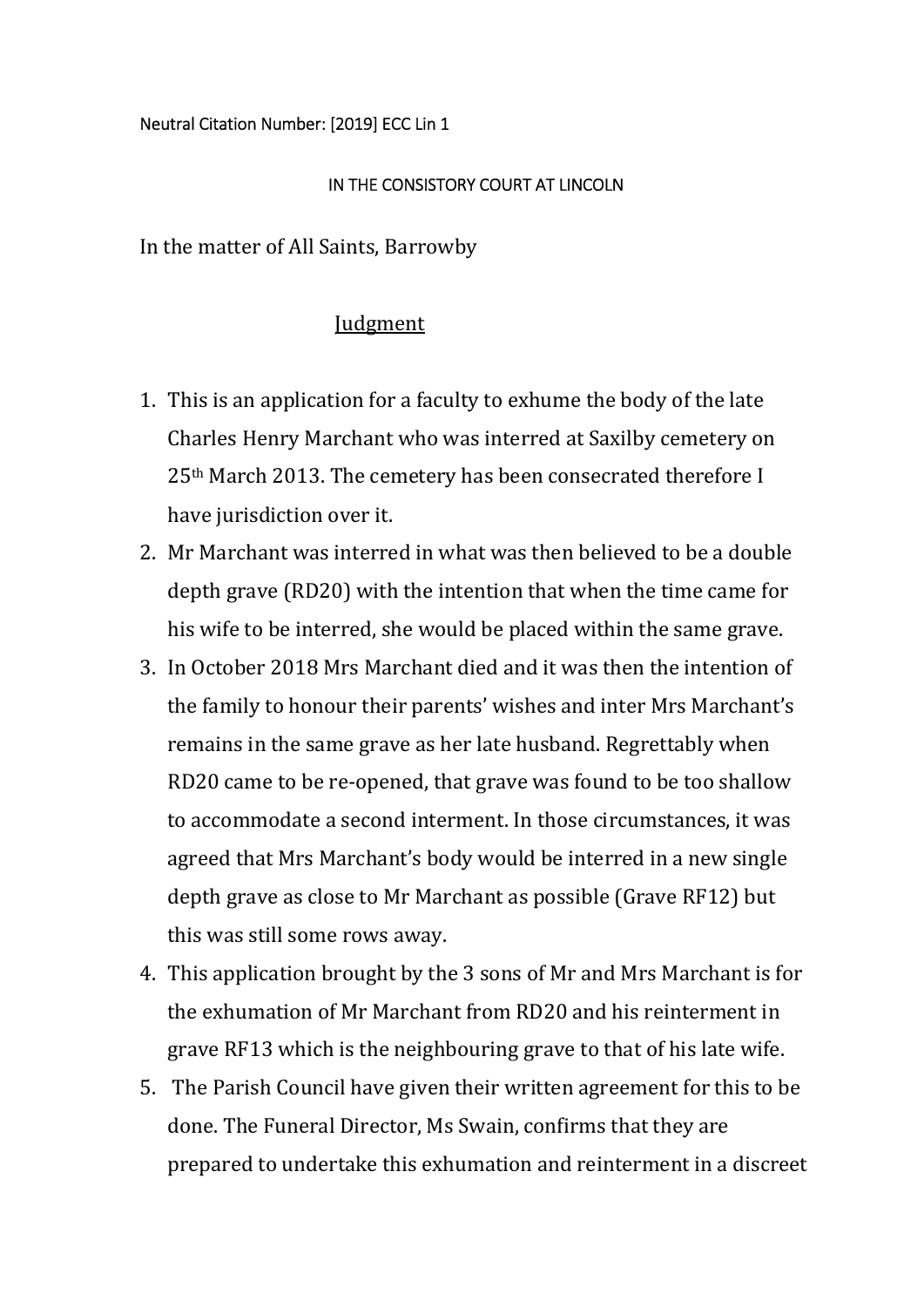Neutral Citation Number: [2019] ECC Lin 1

IN THE CONSISTORY COURT AT LINCOLN

In the matter of All Saints, Barrowby

# Judgment

1. This is an application for a faculty to exhume the body of the late Charles Henry Marchant who was interred at Saxilby cemetery on 25th March 2013. The cemetery has been consecrated therefore I have jurisdiction over it.
2. Mr Marchant was interred in what was then believed to be a double depth grave (RD20) with the intention that when the time came for his wife to be interred, she would be placed within the same grave.
3. In October 2018 Mrs Marchant died and it was then the intention of the family to honour their parents' wishes and inter Mrs Marchant's remains in the same grave as her late husband. Regrettably when RD20 came to be re-opened, that grave was found to be too shallow to accommodate a second interment. In those circumstances, it was agreed that Mrs Marchant's body would be interred in a new single depth grave as close to Mr Marchant as possible (Grave RF12) but this was still some rows away.
4. This application brought by the 3 sons of Mr and Mrs Marchant is for the exhumation of Mr Marchant from RD20 and his reinterment in grave RF13 which is the neighbouring grave to that of his late wife.
5. The Parish Council have given their written agreement for this to be done. The Funeral Director, Ms Swain, confirms that they are prepared to undertake this exhumation and reinterment in a discreet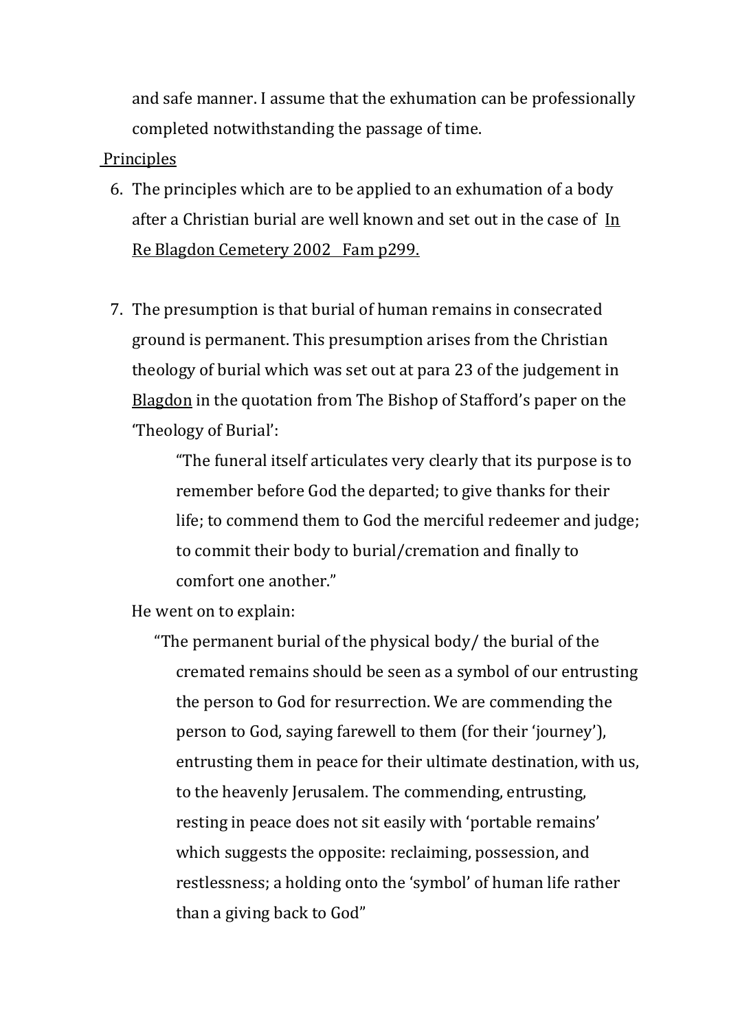and safe manner. I assume that the exhumation can be professionally completed notwithstanding the passage of time.

Principles

6. The principles which are to be applied to an exhumation of a body after a Christian burial are well known and set out in the case of In Re Blagdon Cemetery 2002 Fam p299.

7. The presumption is that burial of human remains in consecrated ground is permanent. This presumption arises from the Christian theology of burial which was set out at para 23 of the judgement in Blagdon in the quotation from The Bishop of Stafford's paper on the 'Theology of Burial':

   > "The funeral itself articulates very clearly that its purpose is to remember before God the departed; to give thanks for their life; to commend them to God the merciful redeemer and judge; to commit their body to burial/cremation and finally to comfort one another."

   He went on to explain:

   > "The permanent burial of the physical body/ the burial of the cremated remains should be seen as a symbol of our entrusting the person to God for resurrection. We are commending the person to God, saying farewell to them (for their 'journey'), entrusting them in peace for their ultimate destination, with us, to the heavenly Jerusalem. The commending, entrusting, resting in peace does not sit easily with 'portable remains' which suggests the opposite: reclaiming, possession, and restlessness; a holding onto the 'symbol' of human life rather than a giving back to God"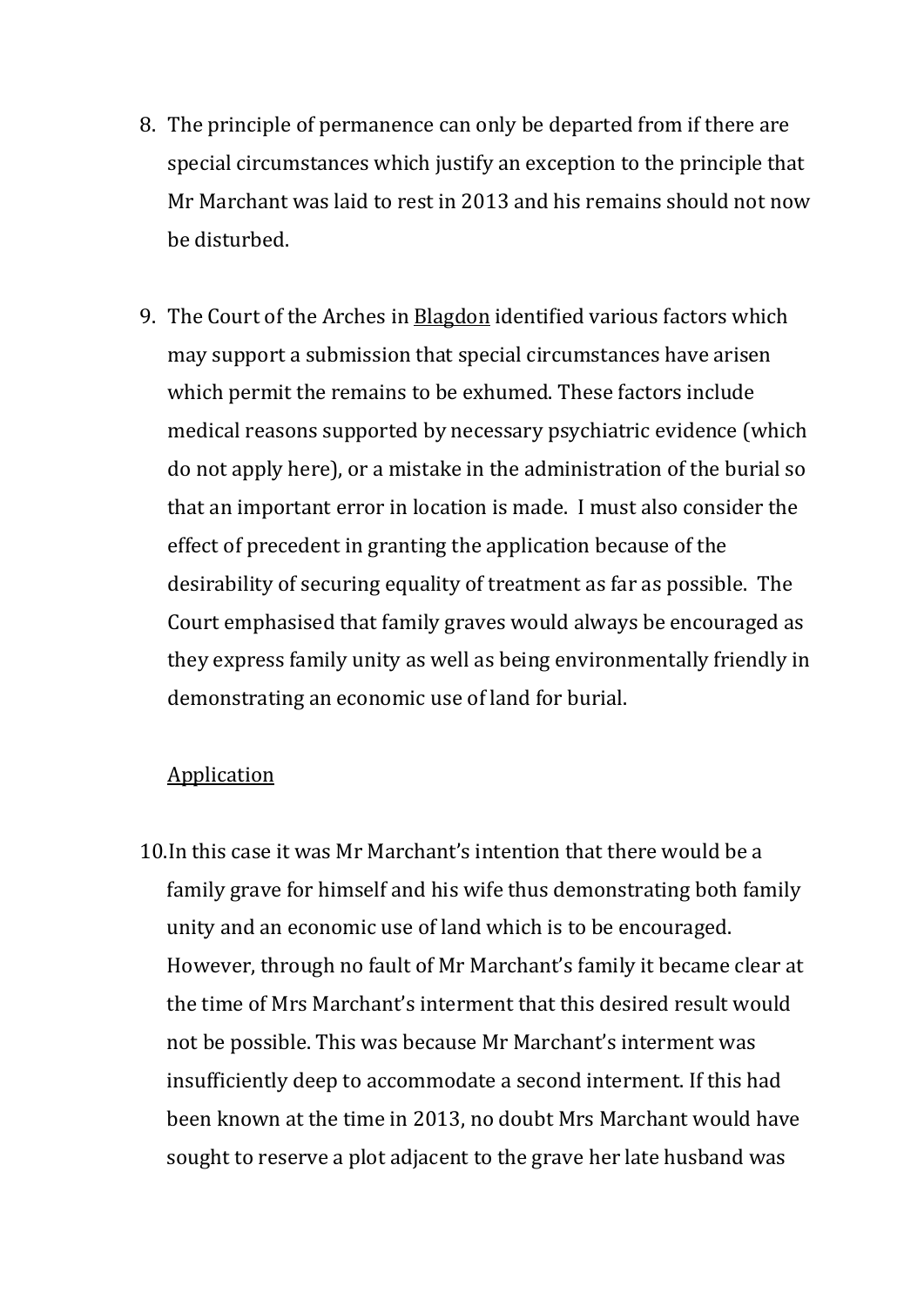8. The principle of permanence can only be departed from if there are special circumstances which justify an exception to the principle that Mr Marchant was laid to rest in 2013 and his remains should not now be disturbed.

9. The Court of the Arches in <u>Blagdon</u> identified various factors which may support a submission that special circumstances have arisen which permit the remains to be exhumed. These factors include medical reasons supported by necessary psychiatric evidence (which do not apply here), or a mistake in the administration of the burial so that an important error in location is made. I must also consider the effect of precedent in granting the application because of the desirability of securing equality of treatment as far as possible. The Court emphasised that family graves would always be encouraged as they express family unity as well as being environmentally friendly in demonstrating an economic use of land for burial.

<u>Application</u>

10. In this case it was Mr Marchant's intention that there would be a family grave for himself and his wife thus demonstrating both family unity and an economic use of land which is to be encouraged. However, through no fault of Mr Marchant's family it became clear at the time of Mrs Marchant's interment that this desired result would not be possible. This was because Mr Marchant's interment was insufficiently deep to accommodate a second interment. If this had been known at the time in 2013, no doubt Mrs Marchant would have sought to reserve a plot adjacent to the grave her late husband was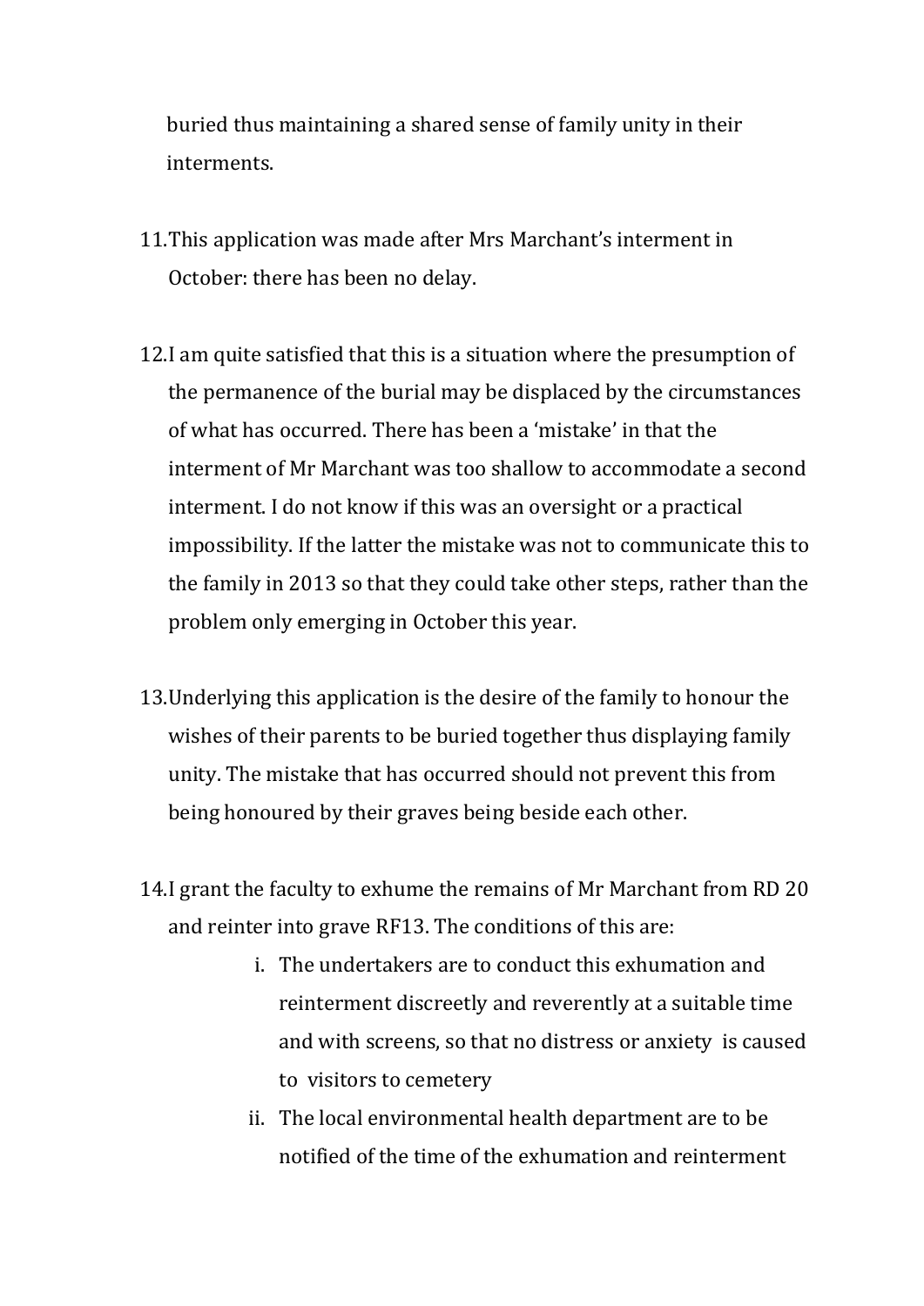buried thus maintaining a shared sense of family unity in their interments.

11. This application was made after Mrs Marchant's interment in October: there has been no delay.

12. I am quite satisfied that this is a situation where the presumption of the permanence of the burial may be displaced by the circumstances of what has occurred. There has been a 'mistake' in that the interment of Mr Marchant was too shallow to accommodate a second interment. I do not know if this was an oversight or a practical impossibility. If the latter the mistake was not to communicate this to the family in 2013 so that they could take other steps, rather than the problem only emerging in October this year.

13. Underlying this application is the desire of the family to honour the wishes of their parents to be buried together thus displaying family unity. The mistake that has occurred should not prevent this from being honoured by their graves being beside each other.

14. I grant the faculty to exhume the remains of Mr Marchant from RD 20 and reinter into grave RF13. The conditions of this are:

    i. The undertakers are to conduct this exhumation and reinterment discreetly and reverently at a suitable time and with screens, so that no distress or anxiety is caused to visitors to cemetery

    ii. The local environmental health department are to be notified of the time of the exhumation and reinterment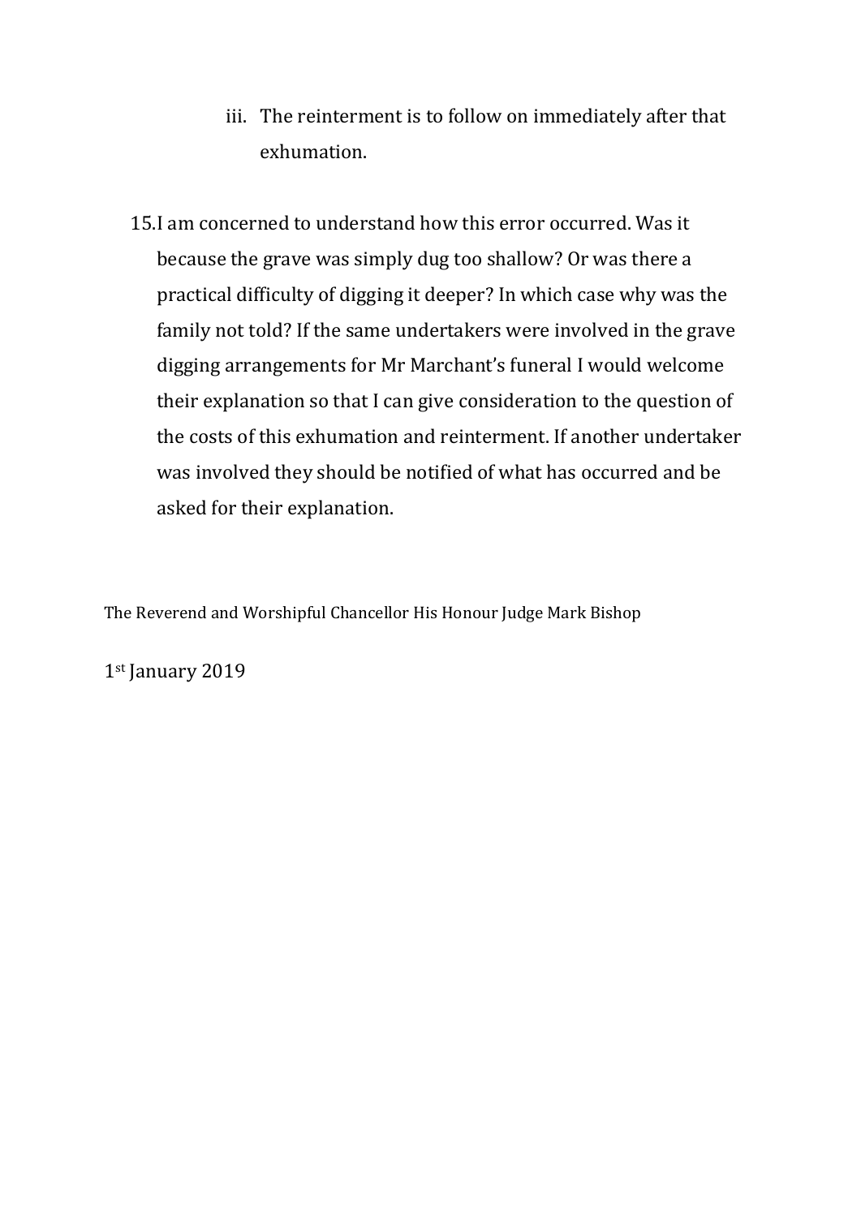iii. The reinterment is to follow on immediately after that exhumation.

15. I am concerned to understand how this error occurred. Was it because the grave was simply dug too shallow? Or was there a practical difficulty of digging it deeper? In which case why was the family not told? If the same undertakers were involved in the grave digging arrangements for Mr Marchant's funeral I would welcome their explanation so that I can give consideration to the question of the costs of this exhumation and reinterment. If another undertaker was involved they should be notified of what has occurred and be asked for their explanation.

The Reverend and Worshipful Chancellor His Honour Judge Mark Bishop

1st January 2019